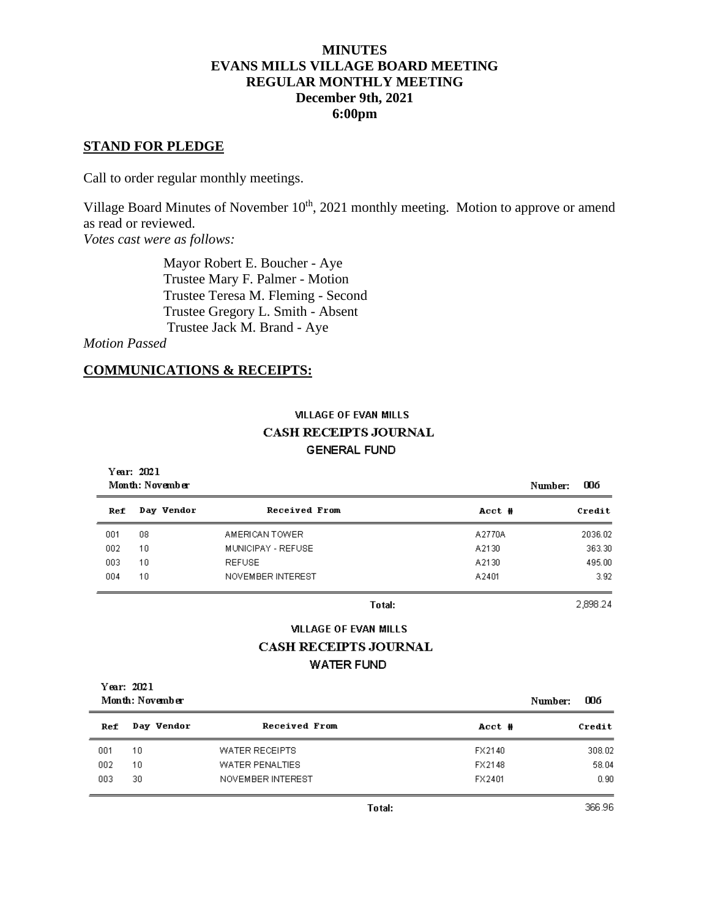# MINUTES
# EVANS MILLS VILLAGE BOARD MEETING
# REGULAR MONTHLY MEETING
# December 9th, 2021
# 6:00pm

## STAND FOR PLEDGE

Call to order regular monthly meetings.

Village Board Minutes of November 10th, 2021 monthly meeting. Motion to approve or amend as read or reviewed.
*Votes cast were as follows:*

Mayor Robert E. Boucher - Aye
Trustee Mary F. Palmer - Motion
Trustee Teresa M. Fleming - Second
Trustee Gregory L. Smith - Absent
Trustee Jack M. Brand - Aye

*Motion Passed*

## COMMUNICATIONS & RECEIPTS:

VILLAGE OF EVAN MILLS
CASH RECEIPTS JOURNAL
GENERAL FUND

Year: 2021
Month: November
Number: 006

| Ref | Day Vendor | Received From | Acct # | Credit |
|---|---|---|---|---|
| 001 | 08 | AMERICAN TOWER | A2770A | 2036.02 |
| 002 | 10 | MUNICIPAY - REFUSE | A2130 | 363.30 |
| 003 | 10 | REFUSE | A2130 | 495.00 |
| 004 | 10 | NOVEMBER INTEREST | A2401 | 3.92 |
| | | Total: | | 2,898.24 |

VILLAGE OF EVAN MILLS
CASH RECEIPTS JOURNAL
WATER FUND

Year: 2021
Month: November
Number: 006

| Ref | Day Vendor | Received From | Acct # | Credit |
|---|---|---|---|---|
| 001 | 10 | WATER RECEIPTS | FX2140 | 308.02 |
| 002 | 10 | WATER PENALTIES | FX2148 | 58.04 |
| 003 | 30 | NOVEMBER INTEREST | FX2401 | 0.90 |
| | | Total: | | 366.96 |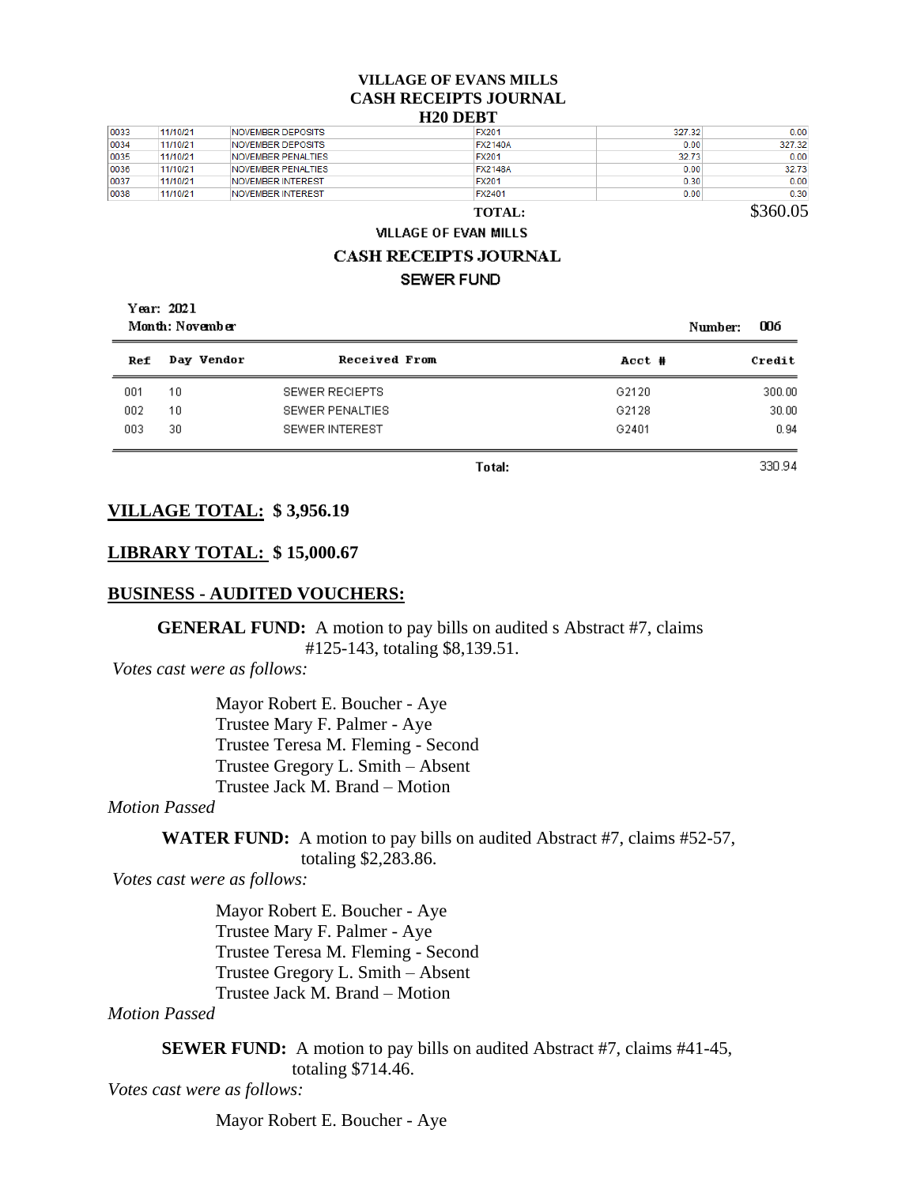**VILLAGE OF EVANS MILLS**
**CASH RECEIPTS JOURNAL**
**H20 DEBT**

| | | | | | |
|---|---|---|---|---|---|
| 0033 | 11/10/21 | NOVEMBER DEPOSITS | FX201 | 327.32 | 0.00 |
| 0034 | 11/10/21 | NOVEMBER DEPOSITS | FX2140A | 0.00 | 327.32 |
| 0035 | 11/10/21 | NOVEMBER PENALTIES | FX201 | 32.73 | 0.00 |
| 0036 | 11/10/21 | NOVEMBER PENALTIES | FX2148A | 0.00 | 32.73 |
| 0037 | 11/10/21 | NOVEMBER INTEREST | FX201 | 0.30 | 0.00 |
| 0038 | 11/10/21 | NOVEMBER INTEREST | FX2401 | 0.00 | 0.30 |
| | | | **TOTAL:** | | $360.05 |

VILLAGE OF EVAN MILLS

CASH RECEIPTS JOURNAL

SEWER FUND

Year: 2021

Month: November

Number: 006

| Ref | Day | Vendor | Received From | Acct # | Credit |
|---|---|---|---|---|---|
| 001 | 10 | | SEWER RECIEPTS | G2120 | 300.00 |
| 002 | 10 | | SEWER PENALTIES | G2128 | 30.00 |
| 003 | 30 | | SEWER INTEREST | G2401 | 0.94 |
| | | | **Total:** | | 330.94 |

**VILLAGE TOTAL:** **$ 3,956.19**

**LIBRARY TOTAL:** **$ 15,000.67**

## BUSINESS - AUDITED VOUCHERS:

**GENERAL FUND:** A motion to pay bills on audited s Abstract #7, claims #125-143, totaling $8,139.51.

*Votes cast were as follows:*

Mayor Robert E. Boucher - Aye
Trustee Mary F. Palmer - Aye
Trustee Teresa M. Fleming - Second
Trustee Gregory L. Smith – Absent
Trustee Jack M. Brand – Motion

*Motion Passed*

**WATER FUND:** A motion to pay bills on audited Abstract #7, claims #52-57, totaling $2,283.86.

*Votes cast were as follows:*

Mayor Robert E. Boucher - Aye
Trustee Mary F. Palmer - Aye
Trustee Teresa M. Fleming - Second
Trustee Gregory L. Smith – Absent
Trustee Jack M. Brand – Motion

*Motion Passed*

**SEWER FUND:** A motion to pay bills on audited Abstract #7, claims #41-45, totaling $714.46.

*Votes cast were as follows:*

Mayor Robert E. Boucher - Aye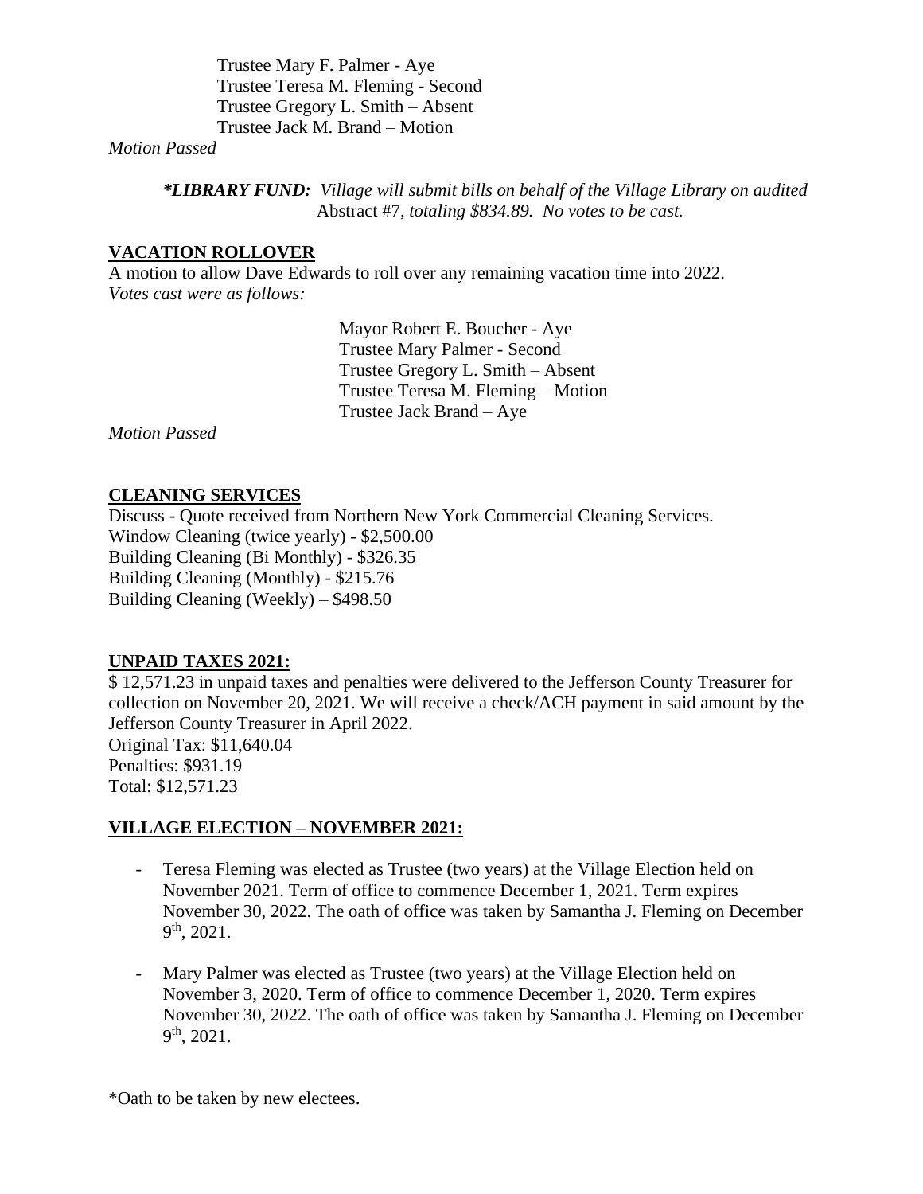Trustee Mary F. Palmer - Aye
Trustee Teresa M. Fleming - Second
Trustee Gregory L. Smith – Absent
Trustee Jack M. Brand – Motion

*Motion Passed*

***\*LIBRARY FUND:** Village will submit bills on behalf of the Village Library on audited* Abstract #7*, totaling $834.89. No votes to be cast.*

## VACATION ROLLOVER

A motion to allow Dave Edwards to roll over any remaining vacation time into 2022.
*Votes cast were as follows:*

Mayor Robert E. Boucher - Aye
Trustee Mary Palmer - Second
Trustee Gregory L. Smith – Absent
Trustee Teresa M. Fleming – Motion
Trustee Jack Brand – Aye

*Motion Passed*

## CLEANING SERVICES

Discuss - Quote received from Northern New York Commercial Cleaning Services.
Window Cleaning (twice yearly) - $2,500.00
Building Cleaning (Bi Monthly) - $326.35
Building Cleaning (Monthly) - $215.76
Building Cleaning (Weekly) – $498.50

## UNPAID TAXES 2021:

$ 12,571.23 in unpaid taxes and penalties were delivered to the Jefferson County Treasurer for collection on November 20, 2021. We will receive a check/ACH payment in said amount by the Jefferson County Treasurer in April 2022.
Original Tax: $11,640.04
Penalties: $931.19
Total: $12,571.23

## VILLAGE ELECTION – NOVEMBER 2021:

- Teresa Fleming was elected as Trustee (two years) at the Village Election held on November 2021. Term of office to commence December 1, 2021. Term expires November 30, 2022. The oath of office was taken by Samantha J. Fleming on December 9th, 2021.

- Mary Palmer was elected as Trustee (two years) at the Village Election held on November 3, 2020. Term of office to commence December 1, 2020. Term expires November 30, 2022. The oath of office was taken by Samantha J. Fleming on December 9th, 2021.

*Oath to be taken by new electees.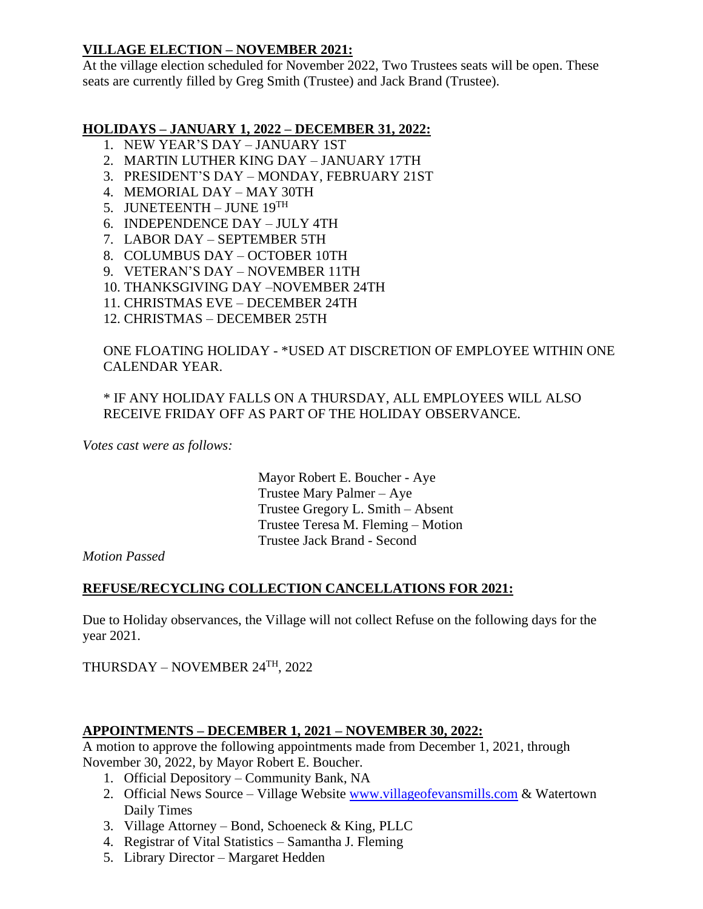**VILLAGE ELECTION – NOVEMBER 2021:**

At the village election scheduled for November 2022, Two Trustees seats will be open. These seats are currently filled by Greg Smith (Trustee) and Jack Brand (Trustee).

**HOLIDAYS – JANUARY 1, 2022 – DECEMBER 31, 2022:**

1. NEW YEAR'S DAY – JANUARY 1ST
2. MARTIN LUTHER KING DAY – JANUARY 17TH
3. PRESIDENT'S DAY – MONDAY, FEBRUARY 21ST
4. MEMORIAL DAY – MAY 30TH
5. JUNETEENTH – JUNE 19TH
6. INDEPENDENCE DAY – JULY 4TH
7. LABOR DAY – SEPTEMBER 5TH
8. COLUMBUS DAY – OCTOBER 10TH
9. VETERAN'S DAY – NOVEMBER 11TH
10. THANKSGIVING DAY –NOVEMBER 24TH
11. CHRISTMAS EVE – DECEMBER 24TH
12. CHRISTMAS – DECEMBER 25TH

ONE FLOATING HOLIDAY - *USED AT DISCRETION OF EMPLOYEE WITHIN ONE CALENDAR YEAR.

* IF ANY HOLIDAY FALLS ON A THURSDAY, ALL EMPLOYEES WILL ALSO RECEIVE FRIDAY OFF AS PART OF THE HOLIDAY OBSERVANCE.

*Votes cast were as follows:*

Mayor Robert E. Boucher - Aye
Trustee Mary Palmer – Aye
Trustee Gregory L. Smith – Absent
Trustee Teresa M. Fleming – Motion
Trustee Jack Brand - Second

*Motion Passed*

**REFUSE/RECYCLING COLLECTION CANCELLATIONS FOR 2021:**

Due to Holiday observances, the Village will not collect Refuse on the following days for the year 2021.

THURSDAY – NOVEMBER 24TH, 2022

**APPOINTMENTS – DECEMBER 1, 2021 – NOVEMBER 30, 2022:**

A motion to approve the following appointments made from December 1, 2021, through November 30, 2022, by Mayor Robert E. Boucher.

1. Official Depository – Community Bank, NA
2. Official News Source – Village Website www.villageofevansmills.com & Watertown Daily Times
3. Village Attorney – Bond, Schoeneck & King, PLLC
4. Registrar of Vital Statistics – Samantha J. Fleming
5. Library Director – Margaret Hedden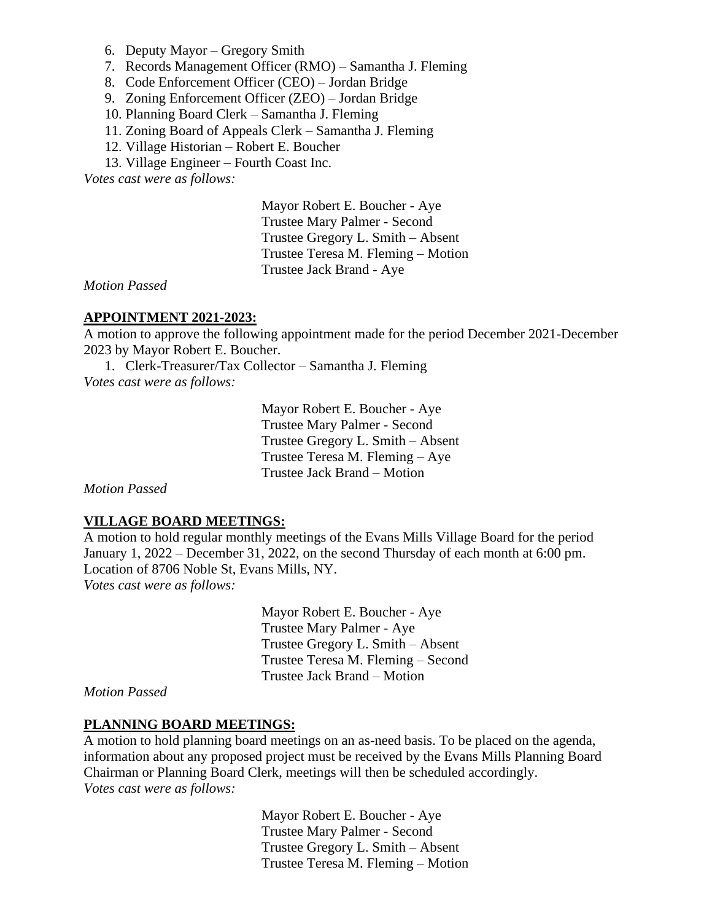6. Deputy Mayor – Gregory Smith
7. Records Management Officer (RMO) – Samantha J. Fleming
8. Code Enforcement Officer (CEO) – Jordan Bridge
9. Zoning Enforcement Officer (ZEO) – Jordan Bridge
10. Planning Board Clerk – Samantha J. Fleming
11. Zoning Board of Appeals Clerk – Samantha J. Fleming
12. Village Historian – Robert E. Boucher
13. Village Engineer – Fourth Coast Inc.

*Votes cast were as follows:*

Mayor Robert E. Boucher - Aye
Trustee Mary Palmer - Second
Trustee Gregory L. Smith – Absent
Trustee Teresa M. Fleming – Motion
Trustee Jack Brand - Aye

*Motion Passed*

**APPOINTMENT 2021-2023:**

A motion to approve the following appointment made for the period December 2021-December 2023 by Mayor Robert E. Boucher.

1. Clerk-Treasurer/Tax Collector – Samantha J. Fleming

*Votes cast were as follows:*

Mayor Robert E. Boucher - Aye
Trustee Mary Palmer - Second
Trustee Gregory L. Smith – Absent
Trustee Teresa M. Fleming – Aye
Trustee Jack Brand – Motion

*Motion Passed*

**VILLAGE BOARD MEETINGS:**

A motion to hold regular monthly meetings of the Evans Mills Village Board for the period January 1, 2022 – December 31, 2022, on the second Thursday of each month at 6:00 pm. Location of 8706 Noble St, Evans Mills, NY.

*Votes cast were as follows:*

Mayor Robert E. Boucher - Aye
Trustee Mary Palmer - Aye
Trustee Gregory L. Smith – Absent
Trustee Teresa M. Fleming – Second
Trustee Jack Brand – Motion

*Motion Passed*

**PLANNING BOARD MEETINGS:**

A motion to hold planning board meetings on an as-need basis. To be placed on the agenda, information about any proposed project must be received by the Evans Mills Planning Board Chairman or Planning Board Clerk, meetings will then be scheduled accordingly.

*Votes cast were as follows:*

Mayor Robert E. Boucher - Aye
Trustee Mary Palmer - Second
Trustee Gregory L. Smith – Absent
Trustee Teresa M. Fleming – Motion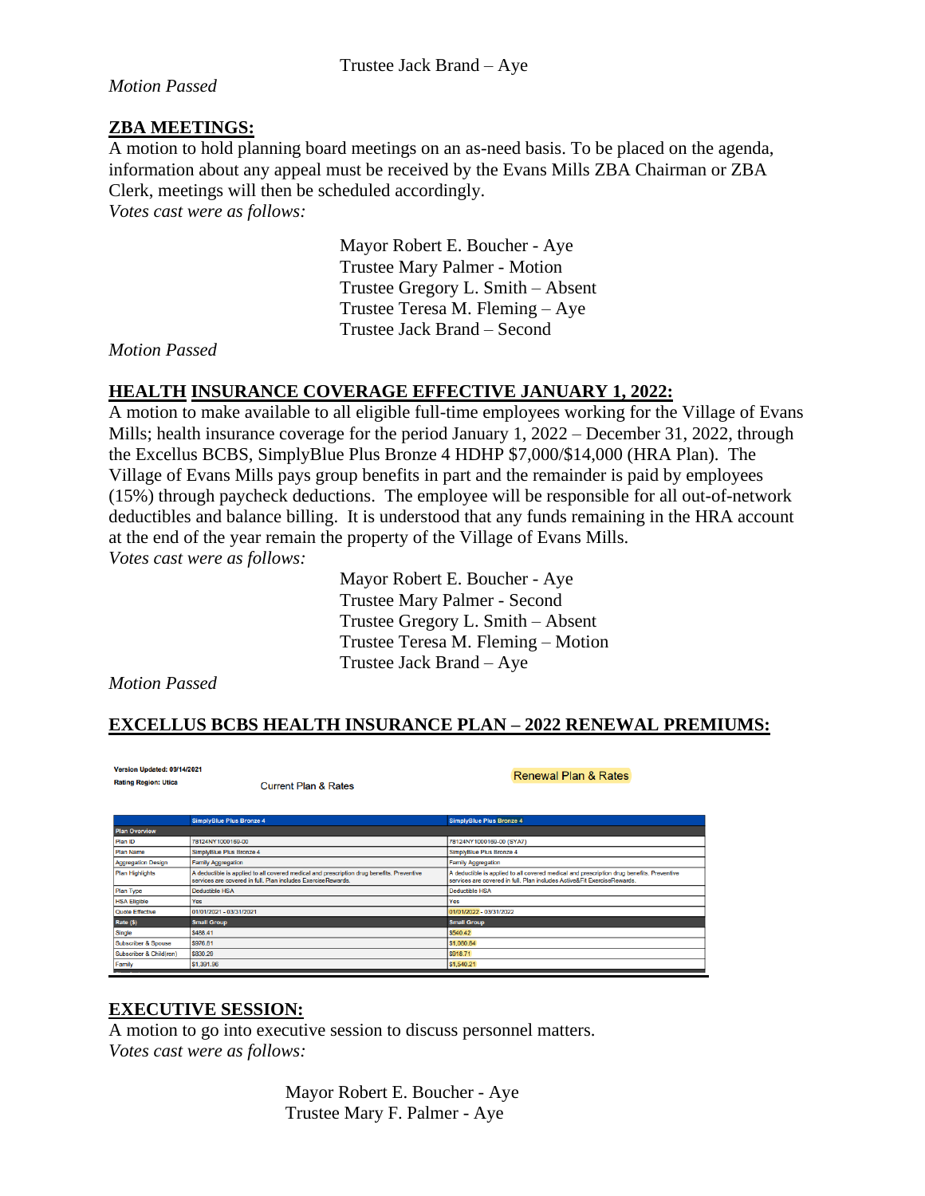Trustee Jack Brand – Aye

*Motion Passed*

## ZBA MEETINGS:

A motion to hold planning board meetings on an as-need basis. To be placed on the agenda, information about any appeal must be received by the Evans Mills ZBA Chairman or ZBA Clerk, meetings will then be scheduled accordingly.

*Votes cast were as follows:*

Mayor Robert E. Boucher - Aye
Trustee Mary Palmer - Motion
Trustee Gregory L. Smith – Absent
Trustee Teresa M. Fleming – Aye
Trustee Jack Brand – Second

*Motion Passed*

## HEALTH INSURANCE COVERAGE EFFECTIVE JANUARY 1, 2022:

A motion to make available to all eligible full-time employees working for the Village of Evans Mills; health insurance coverage for the period January 1, 2022 – December 31, 2022, through the Excellus BCBS, SimplyBlue Plus Bronze 4 HDHP $7,000/$14,000 (HRA Plan). The Village of Evans Mills pays group benefits in part and the remainder is paid by employees (15%) through paycheck deductions. The employee will be responsible for all out-of-network deductibles and balance billing. It is understood that any funds remaining in the HRA account at the end of the year remain the property of the Village of Evans Mills.

*Votes cast were as follows:*

Mayor Robert E. Boucher - Aye
Trustee Mary Palmer - Second
Trustee Gregory L. Smith – Absent
Trustee Teresa M. Fleming – Motion
Trustee Jack Brand – Aye

*Motion Passed*

## EXCELLUS BCBS HEALTH INSURANCE PLAN – 2022 RENEWAL PREMIUMS:

**Version Updated: 09/14/2021**
**Rating Region: Utica**

| | Current Plan & Rates | Renewal Plan & Rates |
|---|---|---|
| | SimplyBlue Plus Bronze 4 | SimplyBlue Plus Bronze 4 |
| **Plan Overview** | | |
| Plan ID | 78124NY1000169-00 | 78124NY1000169-00 (SYA7) |
| Plan Name | SimplyBlue Plus Bronze 4 | SimplyBlue Plus Bronze 4 |
| Aggregation Design | Family Aggregation | Family Aggregation |
| Plan Highlights | A deductible is applied to all covered medical and prescription drug benefits. Preventive services are covered in full. Plan includes ExerciseRewards. | A deductible is applied to all covered medical and prescription drug benefits. Preventive services are covered in full. Plan includes Active&Fit ExerciseRewards. |
| Plan Type | Deductible HSA | Deductible HSA |
| HSA Eligible | Yes | Yes |
| Quote Effective | 01/01/2021 - 03/31/2021 | 01/01/2022 - 03/31/2022 |
| **Rate ($)** | **Small Group** | **Small Group** |
| Single | $488.41 | $540.42 |
| Subscriber & Spouse | $976.81 | $1,080.84 |
| Subscriber & Child(ren) | $830.29 | $918.71 |
| Family | $1,391.96 | $1,540.21 |

## EXECUTIVE SESSION:

A motion to go into executive session to discuss personnel matters.

*Votes cast were as follows:*

Mayor Robert E. Boucher - Aye
Trustee Mary F. Palmer - Aye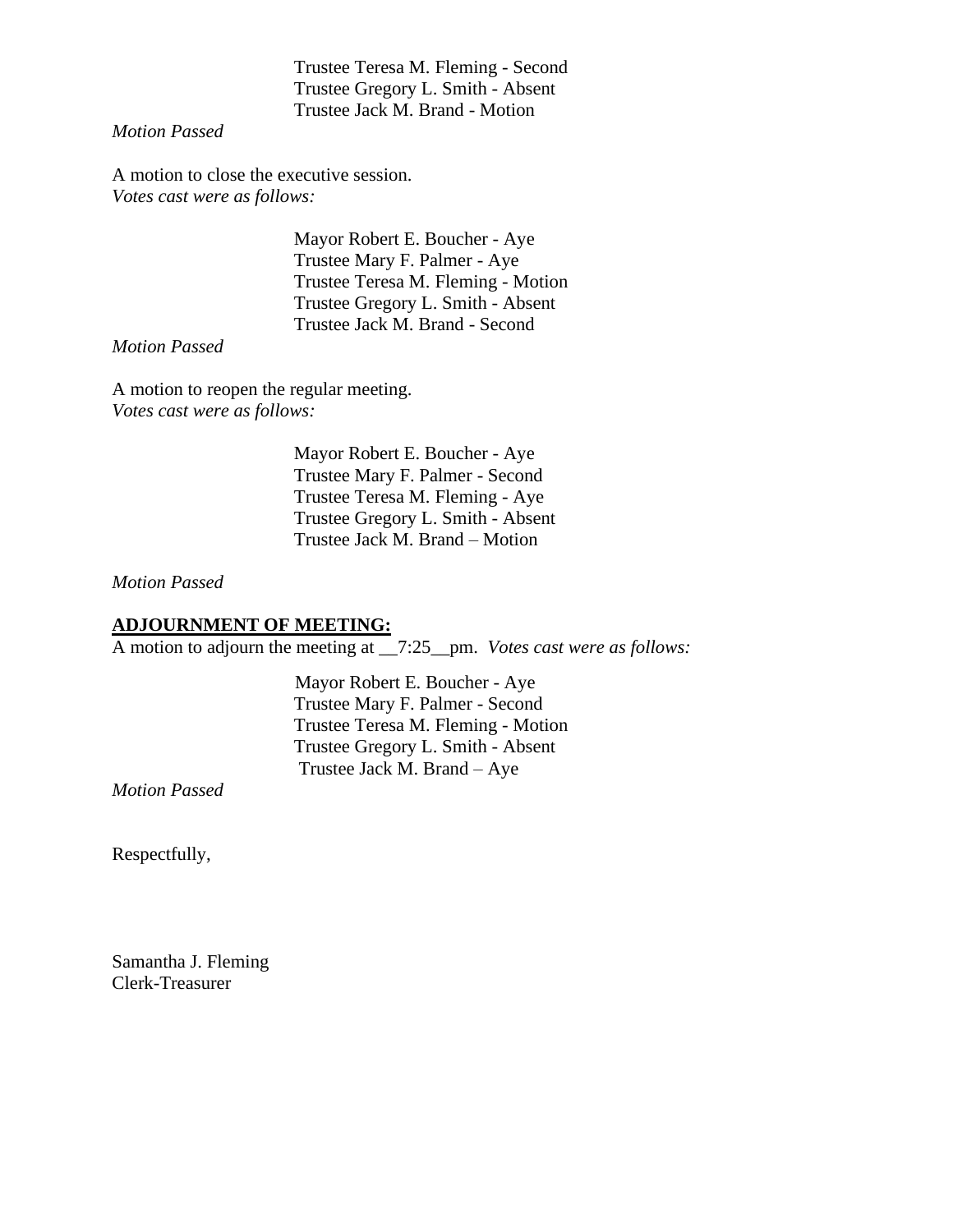Trustee Teresa M. Fleming - Second
Trustee Gregory L. Smith - Absent
Trustee Jack M. Brand - Motion

*Motion Passed*

A motion to close the executive session.
*Votes cast were as follows:*

Mayor Robert E. Boucher - Aye
Trustee Mary F. Palmer - Aye
Trustee Teresa M. Fleming - Motion
Trustee Gregory L. Smith - Absent
Trustee Jack M. Brand - Second

*Motion Passed*

A motion to reopen the regular meeting.
*Votes cast were as follows:*

Mayor Robert E. Boucher - Aye
Trustee Mary F. Palmer - Second
Trustee Teresa M. Fleming - Aye
Trustee Gregory L. Smith - Absent
Trustee Jack M. Brand – Motion

*Motion Passed*

**ADJOURNMENT OF MEETING:**

A motion to adjourn the meeting at __7:25__pm. *Votes cast were as follows:*

Mayor Robert E. Boucher - Aye
Trustee Mary F. Palmer - Second
Trustee Teresa M. Fleming - Motion
Trustee Gregory L. Smith - Absent
Trustee Jack M. Brand – Aye

*Motion Passed*

Respectfully,

Samantha J. Fleming
Clerk-Treasurer